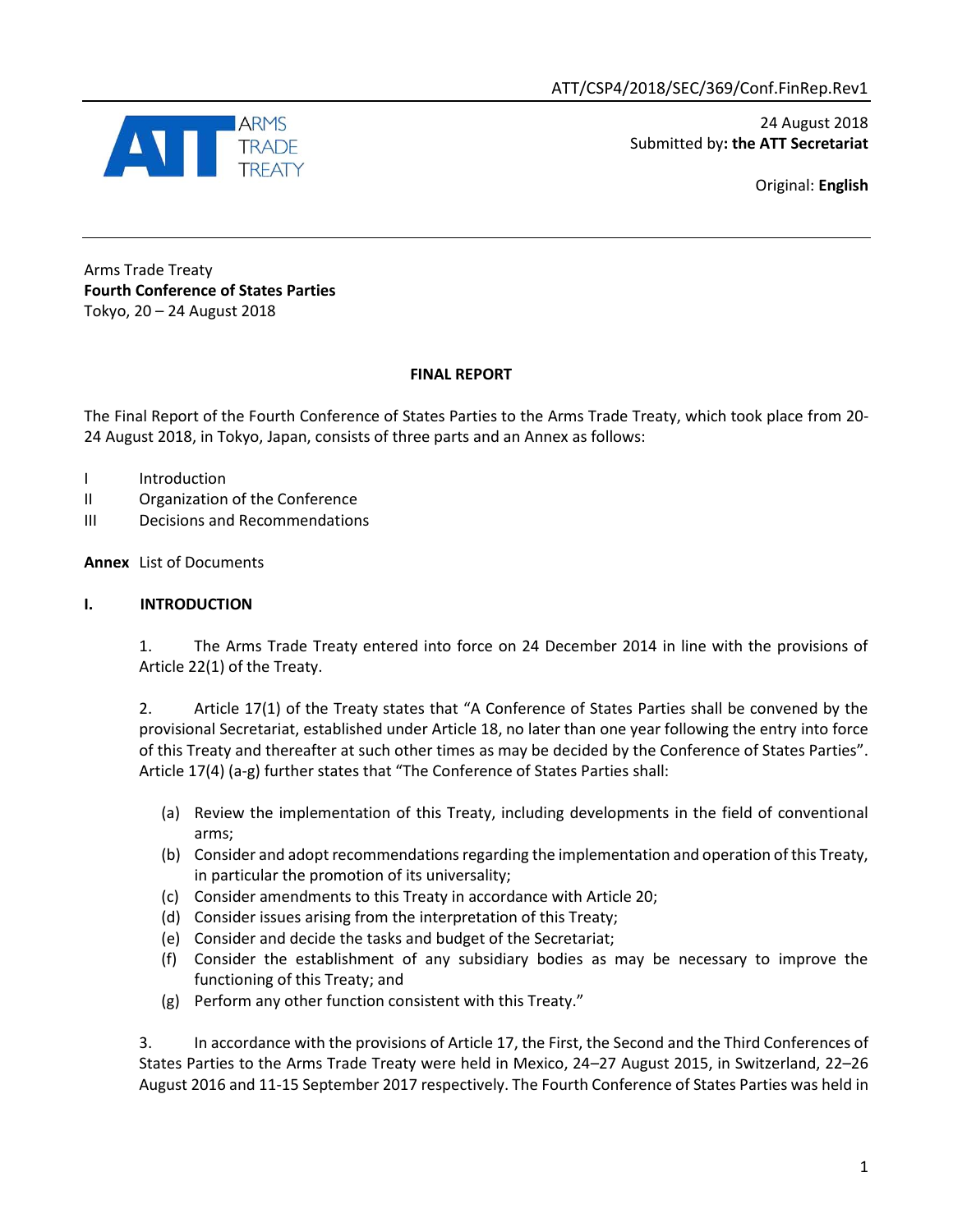ATT/CSP4/2018/SEC/369/Conf.FinRep.Rev1

ARMS TRADE TREATY

24 August 2018
Submitted by**: the ATT Secretariat**

Original: **English**

Arms Trade Treaty
**Fourth Conference of States Parties**
Tokyo, 20 – 24 August 2018

**FINAL REPORT**

The Final Report of the Fourth Conference of States Parties to the Arms Trade Treaty, which took place from 20-24 August 2018, in Tokyo, Japan, consists of three parts and an Annex as follows:

I Introduction
II Organization of the Conference
III Decisions and Recommendations

**Annex** List of Documents

## I. INTRODUCTION

1. The Arms Trade Treaty entered into force on 24 December 2014 in line with the provisions of Article 22(1) of the Treaty.

2. Article 17(1) of the Treaty states that "A Conference of States Parties shall be convened by the provisional Secretariat, established under Article 18, no later than one year following the entry into force of this Treaty and thereafter at such other times as may be decided by the Conference of States Parties". Article 17(4) (a-g) further states that "The Conference of States Parties shall:

(a) Review the implementation of this Treaty, including developments in the field of conventional arms;
(b) Consider and adopt recommendations regarding the implementation and operation of this Treaty, in particular the promotion of its universality;
(c) Consider amendments to this Treaty in accordance with Article 20;
(d) Consider issues arising from the interpretation of this Treaty;
(e) Consider and decide the tasks and budget of the Secretariat;
(f) Consider the establishment of any subsidiary bodies as may be necessary to improve the functioning of this Treaty; and
(g) Perform any other function consistent with this Treaty."

3. In accordance with the provisions of Article 17, the First, the Second and the Third Conferences of States Parties to the Arms Trade Treaty were held in Mexico, 24–27 August 2015, in Switzerland, 22–26 August 2016 and 11-15 September 2017 respectively. The Fourth Conference of States Parties was held in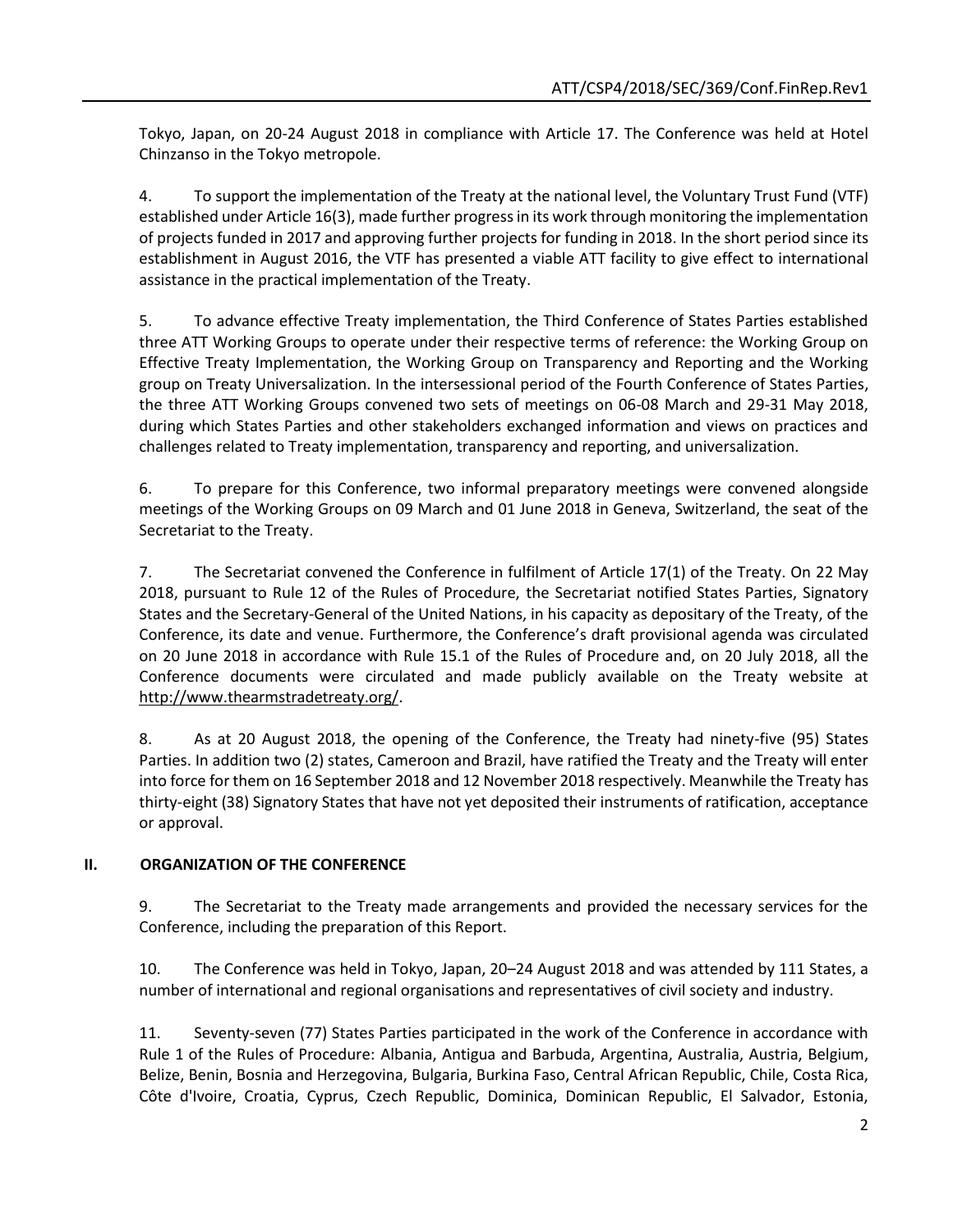Tokyo, Japan, on 20-24 August 2018 in compliance with Article 17. The Conference was held at Hotel Chinzanso in the Tokyo metropole.

4. To support the implementation of the Treaty at the national level, the Voluntary Trust Fund (VTF) established under Article 16(3), made further progress in its work through monitoring the implementation of projects funded in 2017 and approving further projects for funding in 2018. In the short period since its establishment in August 2016, the VTF has presented a viable ATT facility to give effect to international assistance in the practical implementation of the Treaty.

5. To advance effective Treaty implementation, the Third Conference of States Parties established three ATT Working Groups to operate under their respective terms of reference: the Working Group on Effective Treaty Implementation, the Working Group on Transparency and Reporting and the Working group on Treaty Universalization. In the intersessional period of the Fourth Conference of States Parties, the three ATT Working Groups convened two sets of meetings on 06-08 March and 29-31 May 2018, during which States Parties and other stakeholders exchanged information and views on practices and challenges related to Treaty implementation, transparency and reporting, and universalization.

6. To prepare for this Conference, two informal preparatory meetings were convened alongside meetings of the Working Groups on 09 March and 01 June 2018 in Geneva, Switzerland, the seat of the Secretariat to the Treaty.

7. The Secretariat convened the Conference in fulfilment of Article 17(1) of the Treaty. On 22 May 2018, pursuant to Rule 12 of the Rules of Procedure, the Secretariat notified States Parties, Signatory States and the Secretary-General of the United Nations, in his capacity as depositary of the Treaty, of the Conference, its date and venue. Furthermore, the Conference's draft provisional agenda was circulated on 20 June 2018 in accordance with Rule 15.1 of the Rules of Procedure and, on 20 July 2018, all the Conference documents were circulated and made publicly available on the Treaty website at http://www.thearmstradetreaty.org/.

8. As at 20 August 2018, the opening of the Conference, the Treaty had ninety-five (95) States Parties. In addition two (2) states, Cameroon and Brazil, have ratified the Treaty and the Treaty will enter into force for them on 16 September 2018 and 12 November 2018 respectively. Meanwhile the Treaty has thirty-eight (38) Signatory States that have not yet deposited their instruments of ratification, acceptance or approval.

## II. ORGANIZATION OF THE CONFERENCE

9. The Secretariat to the Treaty made arrangements and provided the necessary services for the Conference, including the preparation of this Report.

10. The Conference was held in Tokyo, Japan, 20–24 August 2018 and was attended by 111 States, a number of international and regional organisations and representatives of civil society and industry.

11. Seventy-seven (77) States Parties participated in the work of the Conference in accordance with Rule 1 of the Rules of Procedure: Albania, Antigua and Barbuda, Argentina, Australia, Austria, Belgium, Belize, Benin, Bosnia and Herzegovina, Bulgaria, Burkina Faso, Central African Republic, Chile, Costa Rica, Côte d'Ivoire, Croatia, Cyprus, Czech Republic, Dominica, Dominican Republic, El Salvador, Estonia,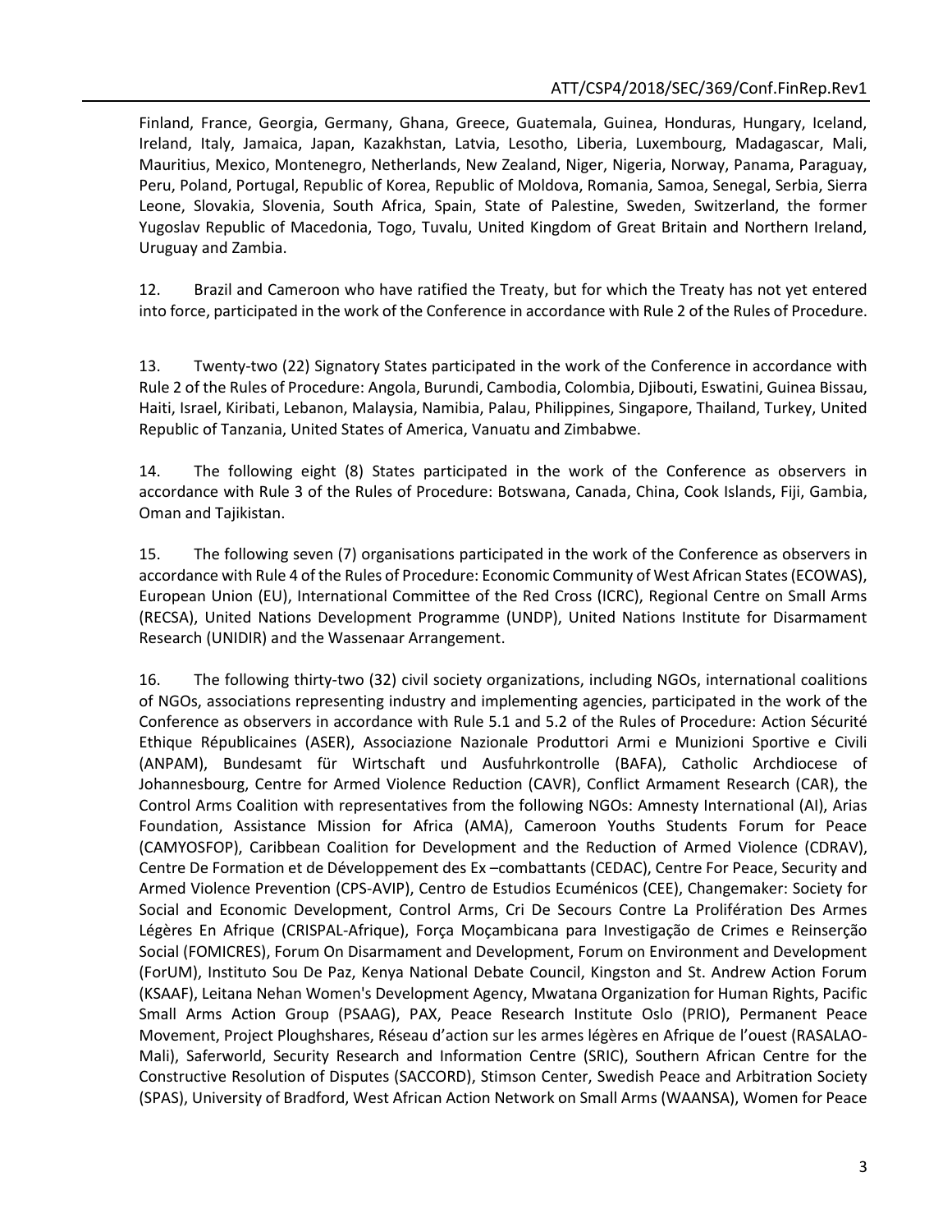Finland, France, Georgia, Germany, Ghana, Greece, Guatemala, Guinea, Honduras, Hungary, Iceland, Ireland, Italy, Jamaica, Japan, Kazakhstan, Latvia, Lesotho, Liberia, Luxembourg, Madagascar, Mali, Mauritius, Mexico, Montenegro, Netherlands, New Zealand, Niger, Nigeria, Norway, Panama, Paraguay, Peru, Poland, Portugal, Republic of Korea, Republic of Moldova, Romania, Samoa, Senegal, Serbia, Sierra Leone, Slovakia, Slovenia, South Africa, Spain, State of Palestine, Sweden, Switzerland, the former Yugoslav Republic of Macedonia, Togo, Tuvalu, United Kingdom of Great Britain and Northern Ireland, Uruguay and Zambia.

12. Brazil and Cameroon who have ratified the Treaty, but for which the Treaty has not yet entered into force, participated in the work of the Conference in accordance with Rule 2 of the Rules of Procedure.

13. Twenty-two (22) Signatory States participated in the work of the Conference in accordance with Rule 2 of the Rules of Procedure: Angola, Burundi, Cambodia, Colombia, Djibouti, Eswatini, Guinea Bissau, Haiti, Israel, Kiribati, Lebanon, Malaysia, Namibia, Palau, Philippines, Singapore, Thailand, Turkey, United Republic of Tanzania, United States of America, Vanuatu and Zimbabwe.

14. The following eight (8) States participated in the work of the Conference as observers in accordance with Rule 3 of the Rules of Procedure: Botswana, Canada, China, Cook Islands, Fiji, Gambia, Oman and Tajikistan.

15. The following seven (7) organisations participated in the work of the Conference as observers in accordance with Rule 4 of the Rules of Procedure: Economic Community of West African States (ECOWAS), European Union (EU), International Committee of the Red Cross (ICRC), Regional Centre on Small Arms (RECSA), United Nations Development Programme (UNDP), United Nations Institute for Disarmament Research (UNIDIR) and the Wassenaar Arrangement.

16. The following thirty-two (32) civil society organizations, including NGOs, international coalitions of NGOs, associations representing industry and implementing agencies, participated in the work of the Conference as observers in accordance with Rule 5.1 and 5.2 of the Rules of Procedure: Action Sécurité Ethique Républicaines (ASER), Associazione Nazionale Produttori Armi e Munizioni Sportive e Civili (ANPAM), Bundesamt für Wirtschaft und Ausfuhrkontrolle (BAFA), Catholic Archdiocese of Johannesbourg, Centre for Armed Violence Reduction (CAVR), Conflict Armament Research (CAR), the Control Arms Coalition with representatives from the following NGOs: Amnesty International (AI), Arias Foundation, Assistance Mission for Africa (AMA), Cameroon Youths Students Forum for Peace (CAMYOSFOP), Caribbean Coalition for Development and the Reduction of Armed Violence (CDRAV), Centre De Formation et de Développement des Ex –combattants (CEDAC), Centre For Peace, Security and Armed Violence Prevention (CPS-AVIP), Centro de Estudios Ecuménicos (CEE), Changemaker: Society for Social and Economic Development, Control Arms, Cri De Secours Contre La Prolifération Des Armes Légères En Afrique (CRISPAL-Afrique), Força Moçambicana para Investigação de Crimes e Reinserção Social (FOMICRES), Forum On Disarmament and Development, Forum on Environment and Development (ForUM), Instituto Sou De Paz, Kenya National Debate Council, Kingston and St. Andrew Action Forum (KSAAF), Leitana Nehan Women's Development Agency, Mwatana Organization for Human Rights, Pacific Small Arms Action Group (PSAAG), PAX, Peace Research Institute Oslo (PRIO), Permanent Peace Movement, Project Ploughshares, Réseau d'action sur les armes légères en Afrique de l'ouest (RASALAO-Mali), Saferworld, Security Research and Information Centre (SRIC), Southern African Centre for the Constructive Resolution of Disputes (SACCORD), Stimson Center, Swedish Peace and Arbitration Society (SPAS), University of Bradford, West African Action Network on Small Arms (WAANSA), Women for Peace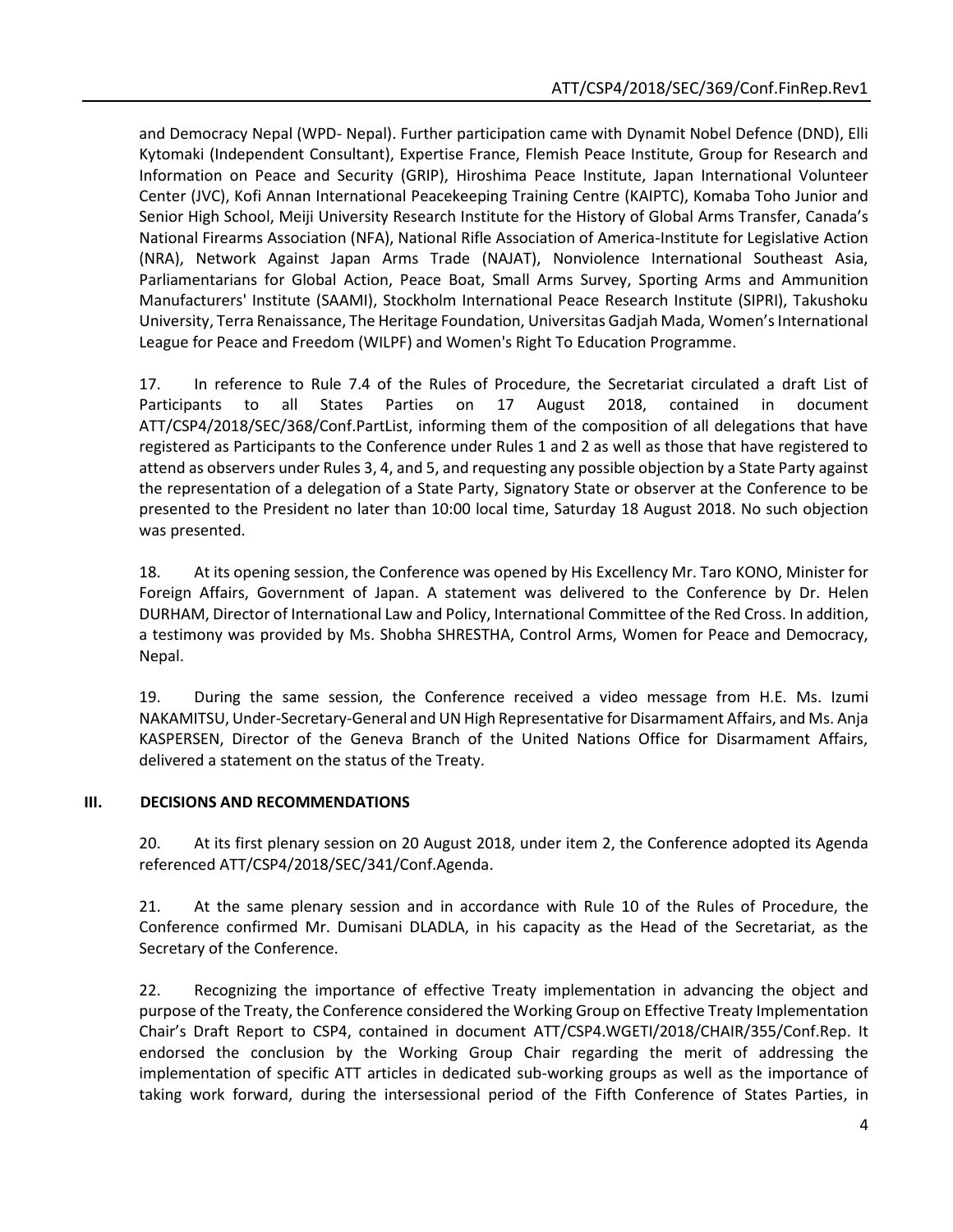and Democracy Nepal (WPD- Nepal). Further participation came with Dynamit Nobel Defence (DND), Elli Kytomaki (Independent Consultant), Expertise France, Flemish Peace Institute, Group for Research and Information on Peace and Security (GRIP), Hiroshima Peace Institute, Japan International Volunteer Center (JVC), Kofi Annan International Peacekeeping Training Centre (KAIPTC), Komaba Toho Junior and Senior High School, Meiji University Research Institute for the History of Global Arms Transfer, Canada's National Firearms Association (NFA), National Rifle Association of America-Institute for Legislative Action (NRA), Network Against Japan Arms Trade (NAJAT), Nonviolence International Southeast Asia, Parliamentarians for Global Action, Peace Boat, Small Arms Survey, Sporting Arms and Ammunition Manufacturers' Institute (SAAMI), Stockholm International Peace Research Institute (SIPRI), Takushoku University, Terra Renaissance, The Heritage Foundation, Universitas Gadjah Mada, Women's International League for Peace and Freedom (WILPF) and Women's Right To Education Programme.

17. In reference to Rule 7.4 of the Rules of Procedure, the Secretariat circulated a draft List of Participants to all States Parties on 17 August 2018, contained in document ATT/CSP4/2018/SEC/368/Conf.PartList, informing them of the composition of all delegations that have registered as Participants to the Conference under Rules 1 and 2 as well as those that have registered to attend as observers under Rules 3, 4, and 5, and requesting any possible objection by a State Party against the representation of a delegation of a State Party, Signatory State or observer at the Conference to be presented to the President no later than 10:00 local time, Saturday 18 August 2018. No such objection was presented.

18. At its opening session, the Conference was opened by His Excellency Mr. Taro KONO, Minister for Foreign Affairs, Government of Japan. A statement was delivered to the Conference by Dr. Helen DURHAM, Director of International Law and Policy, International Committee of the Red Cross. In addition, a testimony was provided by Ms. Shobha SHRESTHA, Control Arms, Women for Peace and Democracy, Nepal.

19. During the same session, the Conference received a video message from H.E. Ms. Izumi NAKAMITSU, Under-Secretary-General and UN High Representative for Disarmament Affairs, and Ms. Anja KASPERSEN, Director of the Geneva Branch of the United Nations Office for Disarmament Affairs, delivered a statement on the status of the Treaty.

## III. DECISIONS AND RECOMMENDATIONS

20. At its first plenary session on 20 August 2018, under item 2, the Conference adopted its Agenda referenced ATT/CSP4/2018/SEC/341/Conf.Agenda.

21. At the same plenary session and in accordance with Rule 10 of the Rules of Procedure, the Conference confirmed Mr. Dumisani DLADLA, in his capacity as the Head of the Secretariat, as the Secretary of the Conference.

22. Recognizing the importance of effective Treaty implementation in advancing the object and purpose of the Treaty, the Conference considered the Working Group on Effective Treaty Implementation Chair's Draft Report to CSP4, contained in document ATT/CSP4.WGETI/2018/CHAIR/355/Conf.Rep. It endorsed the conclusion by the Working Group Chair regarding the merit of addressing the implementation of specific ATT articles in dedicated sub-working groups as well as the importance of taking work forward, during the intersessional period of the Fifth Conference of States Parties, in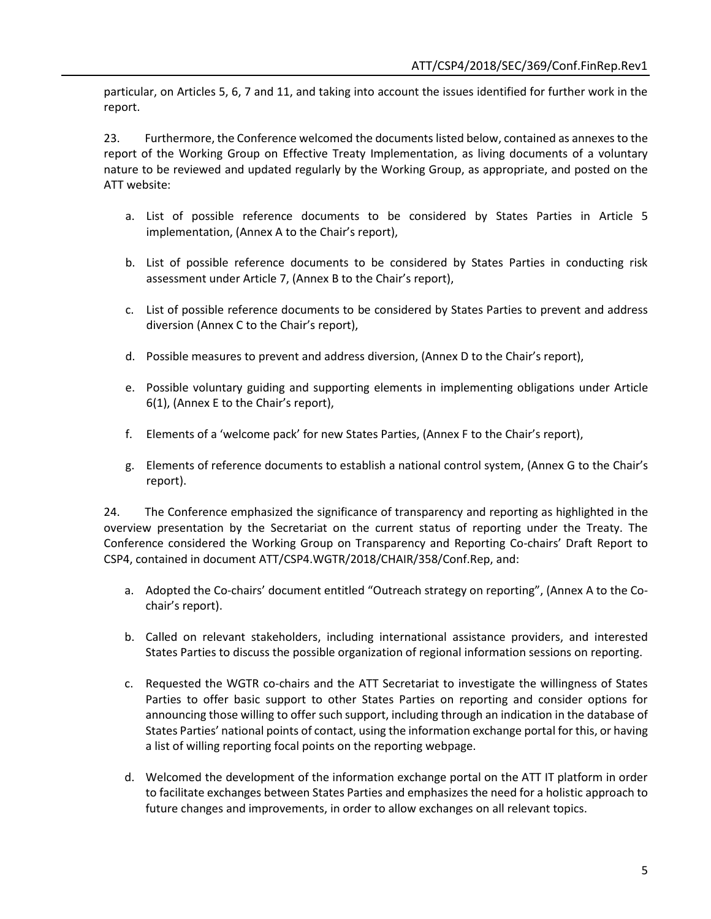particular, on Articles 5, 6, 7 and 11, and taking into account the issues identified for further work in the report.

23. Furthermore, the Conference welcomed the documents listed below, contained as annexes to the report of the Working Group on Effective Treaty Implementation, as living documents of a voluntary nature to be reviewed and updated regularly by the Working Group, as appropriate, and posted on the ATT website:

a. List of possible reference documents to be considered by States Parties in Article 5 implementation, (Annex A to the Chair's report),

b. List of possible reference documents to be considered by States Parties in conducting risk assessment under Article 7, (Annex B to the Chair's report),

c. List of possible reference documents to be considered by States Parties to prevent and address diversion (Annex C to the Chair's report),

d. Possible measures to prevent and address diversion, (Annex D to the Chair's report),

e. Possible voluntary guiding and supporting elements in implementing obligations under Article 6(1), (Annex E to the Chair's report),

f. Elements of a 'welcome pack' for new States Parties, (Annex F to the Chair's report),

g. Elements of reference documents to establish a national control system, (Annex G to the Chair's report).

24. The Conference emphasized the significance of transparency and reporting as highlighted in the overview presentation by the Secretariat on the current status of reporting under the Treaty. The Conference considered the Working Group on Transparency and Reporting Co-chairs' Draft Report to CSP4, contained in document ATT/CSP4.WGTR/2018/CHAIR/358/Conf.Rep, and:

a. Adopted the Co-chairs' document entitled "Outreach strategy on reporting", (Annex A to the Co-chair's report).

b. Called on relevant stakeholders, including international assistance providers, and interested States Parties to discuss the possible organization of regional information sessions on reporting.

c. Requested the WGTR co-chairs and the ATT Secretariat to investigate the willingness of States Parties to offer basic support to other States Parties on reporting and consider options for announcing those willing to offer such support, including through an indication in the database of States Parties' national points of contact, using the information exchange portal for this, or having a list of willing reporting focal points on the reporting webpage.

d. Welcomed the development of the information exchange portal on the ATT IT platform in order to facilitate exchanges between States Parties and emphasizes the need for a holistic approach to future changes and improvements, in order to allow exchanges on all relevant topics.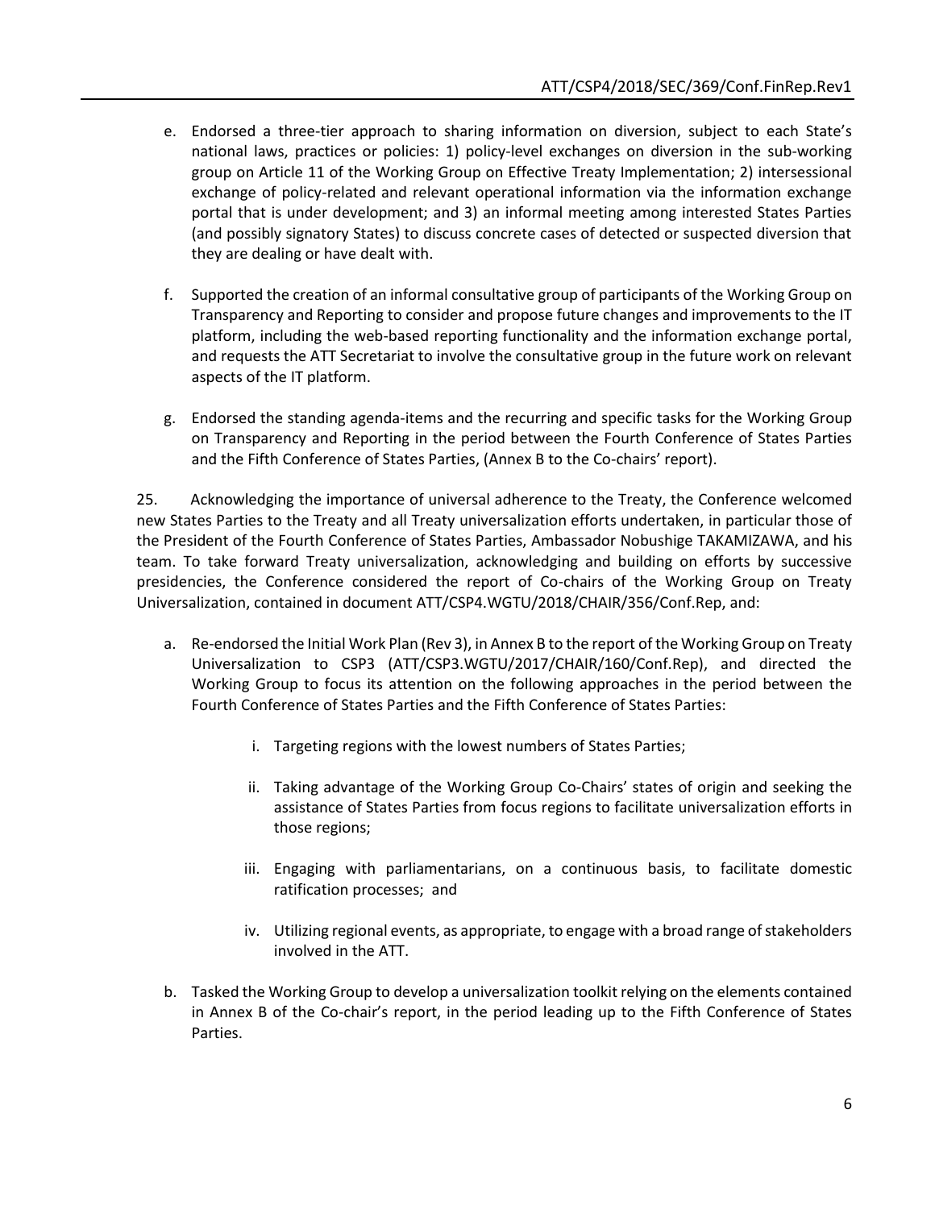e. Endorsed a three-tier approach to sharing information on diversion, subject to each State's national laws, practices or policies: 1) policy-level exchanges on diversion in the sub-working group on Article 11 of the Working Group on Effective Treaty Implementation; 2) intersessional exchange of policy-related and relevant operational information via the information exchange portal that is under development; and 3) an informal meeting among interested States Parties (and possibly signatory States) to discuss concrete cases of detected or suspected diversion that they are dealing or have dealt with.

f. Supported the creation of an informal consultative group of participants of the Working Group on Transparency and Reporting to consider and propose future changes and improvements to the IT platform, including the web-based reporting functionality and the information exchange portal, and requests the ATT Secretariat to involve the consultative group in the future work on relevant aspects of the IT platform.

g. Endorsed the standing agenda-items and the recurring and specific tasks for the Working Group on Transparency and Reporting in the period between the Fourth Conference of States Parties and the Fifth Conference of States Parties, (Annex B to the Co-chairs' report).

25. Acknowledging the importance of universal adherence to the Treaty, the Conference welcomed new States Parties to the Treaty and all Treaty universalization efforts undertaken, in particular those of the President of the Fourth Conference of States Parties, Ambassador Nobushige TAKAMIZAWA, and his team. To take forward Treaty universalization, acknowledging and building on efforts by successive presidencies, the Conference considered the report of Co-chairs of the Working Group on Treaty Universalization, contained in document ATT/CSP4.WGTU/2018/CHAIR/356/Conf.Rep, and:

a. Re-endorsed the Initial Work Plan (Rev 3), in Annex B to the report of the Working Group on Treaty Universalization to CSP3 (ATT/CSP3.WGTU/2017/CHAIR/160/Conf.Rep), and directed the Working Group to focus its attention on the following approaches in the period between the Fourth Conference of States Parties and the Fifth Conference of States Parties:

   i. Targeting regions with the lowest numbers of States Parties;

   ii. Taking advantage of the Working Group Co-Chairs' states of origin and seeking the assistance of States Parties from focus regions to facilitate universalization efforts in those regions;

   iii. Engaging with parliamentarians, on a continuous basis, to facilitate domestic ratification processes; and

   iv. Utilizing regional events, as appropriate, to engage with a broad range of stakeholders involved in the ATT.

b. Tasked the Working Group to develop a universalization toolkit relying on the elements contained in Annex B of the Co-chair's report, in the period leading up to the Fifth Conference of States Parties.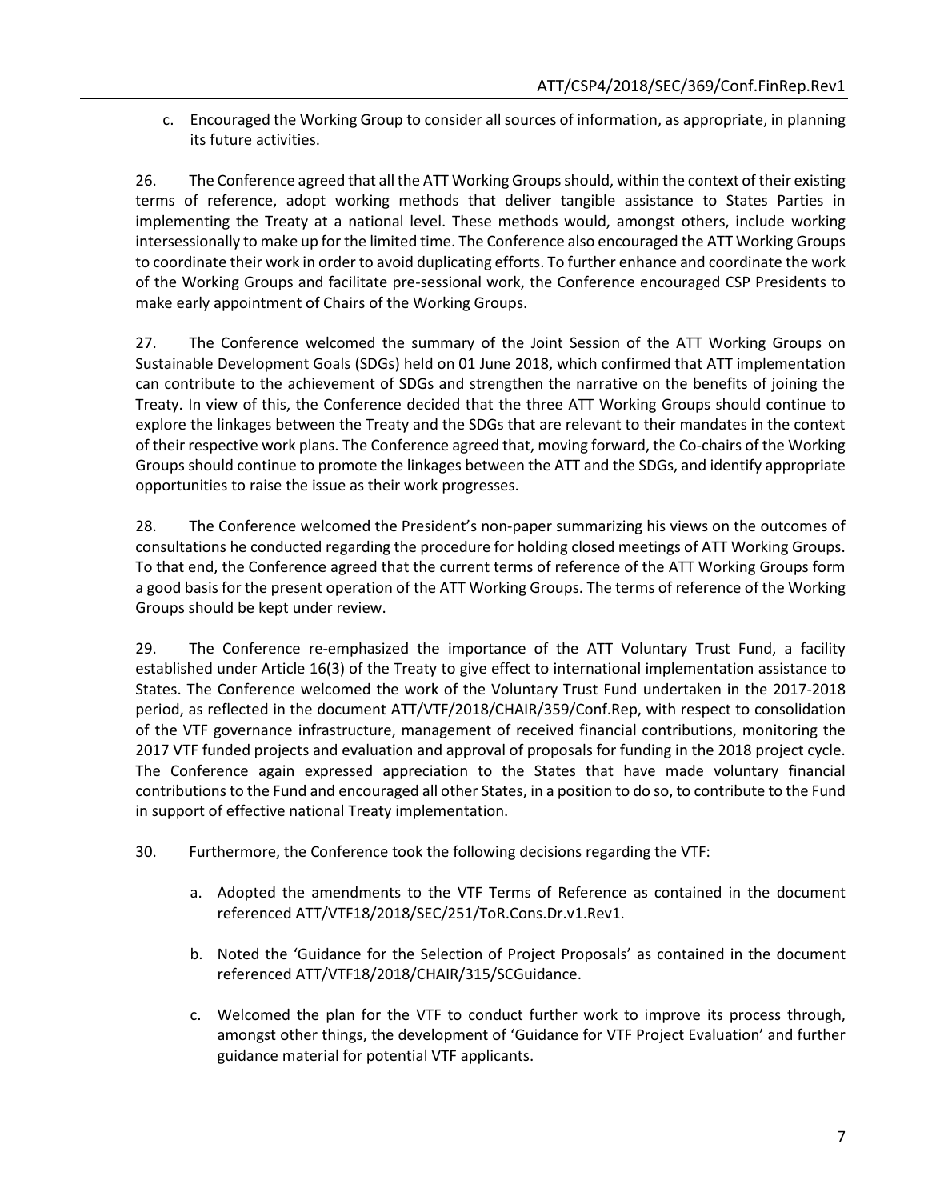c. Encouraged the Working Group to consider all sources of information, as appropriate, in planning its future activities.

26. The Conference agreed that all the ATT Working Groups should, within the context of their existing terms of reference, adopt working methods that deliver tangible assistance to States Parties in implementing the Treaty at a national level. These methods would, amongst others, include working intersessionally to make up for the limited time. The Conference also encouraged the ATT Working Groups to coordinate their work in order to avoid duplicating efforts. To further enhance and coordinate the work of the Working Groups and facilitate pre-sessional work, the Conference encouraged CSP Presidents to make early appointment of Chairs of the Working Groups.

27. The Conference welcomed the summary of the Joint Session of the ATT Working Groups on Sustainable Development Goals (SDGs) held on 01 June 2018, which confirmed that ATT implementation can contribute to the achievement of SDGs and strengthen the narrative on the benefits of joining the Treaty. In view of this, the Conference decided that the three ATT Working Groups should continue to explore the linkages between the Treaty and the SDGs that are relevant to their mandates in the context of their respective work plans. The Conference agreed that, moving forward, the Co-chairs of the Working Groups should continue to promote the linkages between the ATT and the SDGs, and identify appropriate opportunities to raise the issue as their work progresses.

28. The Conference welcomed the President's non-paper summarizing his views on the outcomes of consultations he conducted regarding the procedure for holding closed meetings of ATT Working Groups. To that end, the Conference agreed that the current terms of reference of the ATT Working Groups form a good basis for the present operation of the ATT Working Groups. The terms of reference of the Working Groups should be kept under review.

29. The Conference re-emphasized the importance of the ATT Voluntary Trust Fund, a facility established under Article 16(3) of the Treaty to give effect to international implementation assistance to States. The Conference welcomed the work of the Voluntary Trust Fund undertaken in the 2017-2018 period, as reflected in the document ATT/VTF/2018/CHAIR/359/Conf.Rep, with respect to consolidation of the VTF governance infrastructure, management of received financial contributions, monitoring the 2017 VTF funded projects and evaluation and approval of proposals for funding in the 2018 project cycle. The Conference again expressed appreciation to the States that have made voluntary financial contributions to the Fund and encouraged all other States, in a position to do so, to contribute to the Fund in support of effective national Treaty implementation.

30. Furthermore, the Conference took the following decisions regarding the VTF:

a. Adopted the amendments to the VTF Terms of Reference as contained in the document referenced ATT/VTF18/2018/SEC/251/ToR.Cons.Dr.v1.Rev1.

b. Noted the 'Guidance for the Selection of Project Proposals' as contained in the document referenced ATT/VTF18/2018/CHAIR/315/SCGuidance.

c. Welcomed the plan for the VTF to conduct further work to improve its process through, amongst other things, the development of 'Guidance for VTF Project Evaluation' and further guidance material for potential VTF applicants.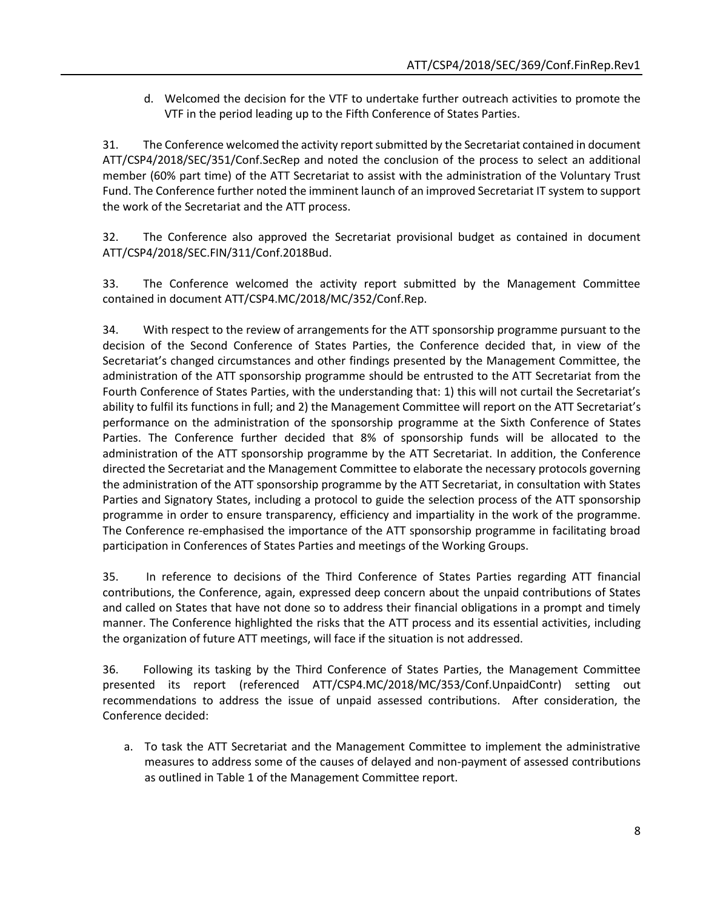d. Welcomed the decision for the VTF to undertake further outreach activities to promote the VTF in the period leading up to the Fifth Conference of States Parties.

31. The Conference welcomed the activity report submitted by the Secretariat contained in document ATT/CSP4/2018/SEC/351/Conf.SecRep and noted the conclusion of the process to select an additional member (60% part time) of the ATT Secretariat to assist with the administration of the Voluntary Trust Fund. The Conference further noted the imminent launch of an improved Secretariat IT system to support the work of the Secretariat and the ATT process.

32. The Conference also approved the Secretariat provisional budget as contained in document ATT/CSP4/2018/SEC.FIN/311/Conf.2018Bud.

33. The Conference welcomed the activity report submitted by the Management Committee contained in document ATT/CSP4.MC/2018/MC/352/Conf.Rep.

34. With respect to the review of arrangements for the ATT sponsorship programme pursuant to the decision of the Second Conference of States Parties, the Conference decided that, in view of the Secretariat's changed circumstances and other findings presented by the Management Committee, the administration of the ATT sponsorship programme should be entrusted to the ATT Secretariat from the Fourth Conference of States Parties, with the understanding that: 1) this will not curtail the Secretariat's ability to fulfil its functions in full; and 2) the Management Committee will report on the ATT Secretariat's performance on the administration of the sponsorship programme at the Sixth Conference of States Parties. The Conference further decided that 8% of sponsorship funds will be allocated to the administration of the ATT sponsorship programme by the ATT Secretariat. In addition, the Conference directed the Secretariat and the Management Committee to elaborate the necessary protocols governing the administration of the ATT sponsorship programme by the ATT Secretariat, in consultation with States Parties and Signatory States, including a protocol to guide the selection process of the ATT sponsorship programme in order to ensure transparency, efficiency and impartiality in the work of the programme. The Conference re-emphasised the importance of the ATT sponsorship programme in facilitating broad participation in Conferences of States Parties and meetings of the Working Groups.

35. In reference to decisions of the Third Conference of States Parties regarding ATT financial contributions, the Conference, again, expressed deep concern about the unpaid contributions of States and called on States that have not done so to address their financial obligations in a prompt and timely manner. The Conference highlighted the risks that the ATT process and its essential activities, including the organization of future ATT meetings, will face if the situation is not addressed.

36. Following its tasking by the Third Conference of States Parties, the Management Committee presented its report (referenced ATT/CSP4.MC/2018/MC/353/Conf.UnpaidContr) setting out recommendations to address the issue of unpaid assessed contributions. After consideration, the Conference decided:

a. To task the ATT Secretariat and the Management Committee to implement the administrative measures to address some of the causes of delayed and non-payment of assessed contributions as outlined in Table 1 of the Management Committee report.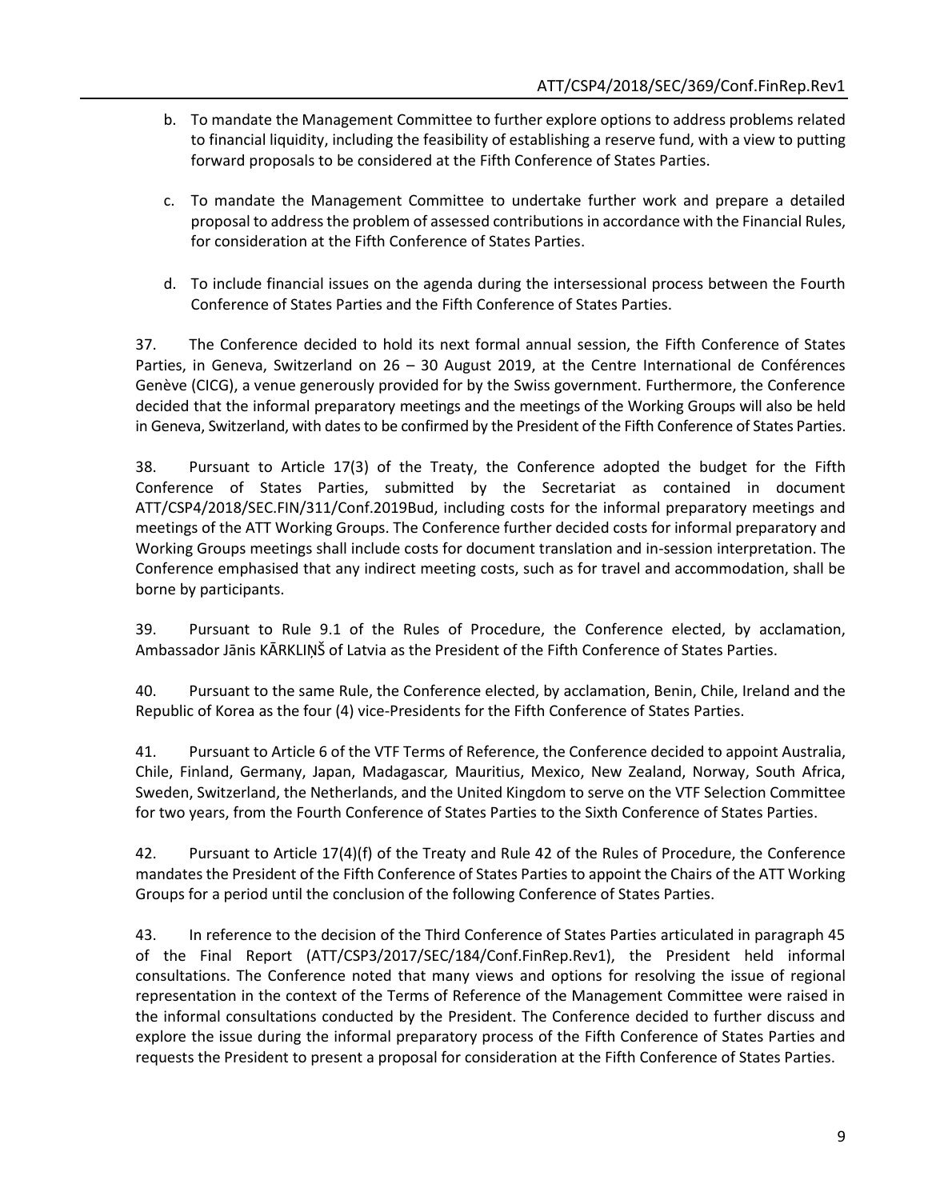b. To mandate the Management Committee to further explore options to address problems related to financial liquidity, including the feasibility of establishing a reserve fund, with a view to putting forward proposals to be considered at the Fifth Conference of States Parties.

c. To mandate the Management Committee to undertake further work and prepare a detailed proposal to address the problem of assessed contributions in accordance with the Financial Rules, for consideration at the Fifth Conference of States Parties.

d. To include financial issues on the agenda during the intersessional process between the Fourth Conference of States Parties and the Fifth Conference of States Parties.

37. The Conference decided to hold its next formal annual session, the Fifth Conference of States Parties, in Geneva, Switzerland on 26 – 30 August 2019, at the Centre International de Conférences Genève (CICG), a venue generously provided for by the Swiss government. Furthermore, the Conference decided that the informal preparatory meetings and the meetings of the Working Groups will also be held in Geneva, Switzerland, with dates to be confirmed by the President of the Fifth Conference of States Parties.

38. Pursuant to Article 17(3) of the Treaty, the Conference adopted the budget for the Fifth Conference of States Parties, submitted by the Secretariat as contained in document ATT/CSP4/2018/SEC.FIN/311/Conf.2019Bud, including costs for the informal preparatory meetings and meetings of the ATT Working Groups. The Conference further decided costs for informal preparatory and Working Groups meetings shall include costs for document translation and in-session interpretation. The Conference emphasised that any indirect meeting costs, such as for travel and accommodation, shall be borne by participants.

39. Pursuant to Rule 9.1 of the Rules of Procedure, the Conference elected, by acclamation, Ambassador Jānis KĀRKLIŅŠ of Latvia as the President of the Fifth Conference of States Parties.

40. Pursuant to the same Rule, the Conference elected, by acclamation, Benin, Chile, Ireland and the Republic of Korea as the four (4) vice-Presidents for the Fifth Conference of States Parties.

41. Pursuant to Article 6 of the VTF Terms of Reference, the Conference decided to appoint Australia, Chile, Finland, Germany, Japan, Madagascar, Mauritius, Mexico, New Zealand, Norway, South Africa, Sweden, Switzerland, the Netherlands, and the United Kingdom to serve on the VTF Selection Committee for two years, from the Fourth Conference of States Parties to the Sixth Conference of States Parties.

42. Pursuant to Article 17(4)(f) of the Treaty and Rule 42 of the Rules of Procedure, the Conference mandates the President of the Fifth Conference of States Parties to appoint the Chairs of the ATT Working Groups for a period until the conclusion of the following Conference of States Parties.

43. In reference to the decision of the Third Conference of States Parties articulated in paragraph 45 of the Final Report (ATT/CSP3/2017/SEC/184/Conf.FinRep.Rev1), the President held informal consultations. The Conference noted that many views and options for resolving the issue of regional representation in the context of the Terms of Reference of the Management Committee were raised in the informal consultations conducted by the President. The Conference decided to further discuss and explore the issue during the informal preparatory process of the Fifth Conference of States Parties and requests the President to present a proposal for consideration at the Fifth Conference of States Parties.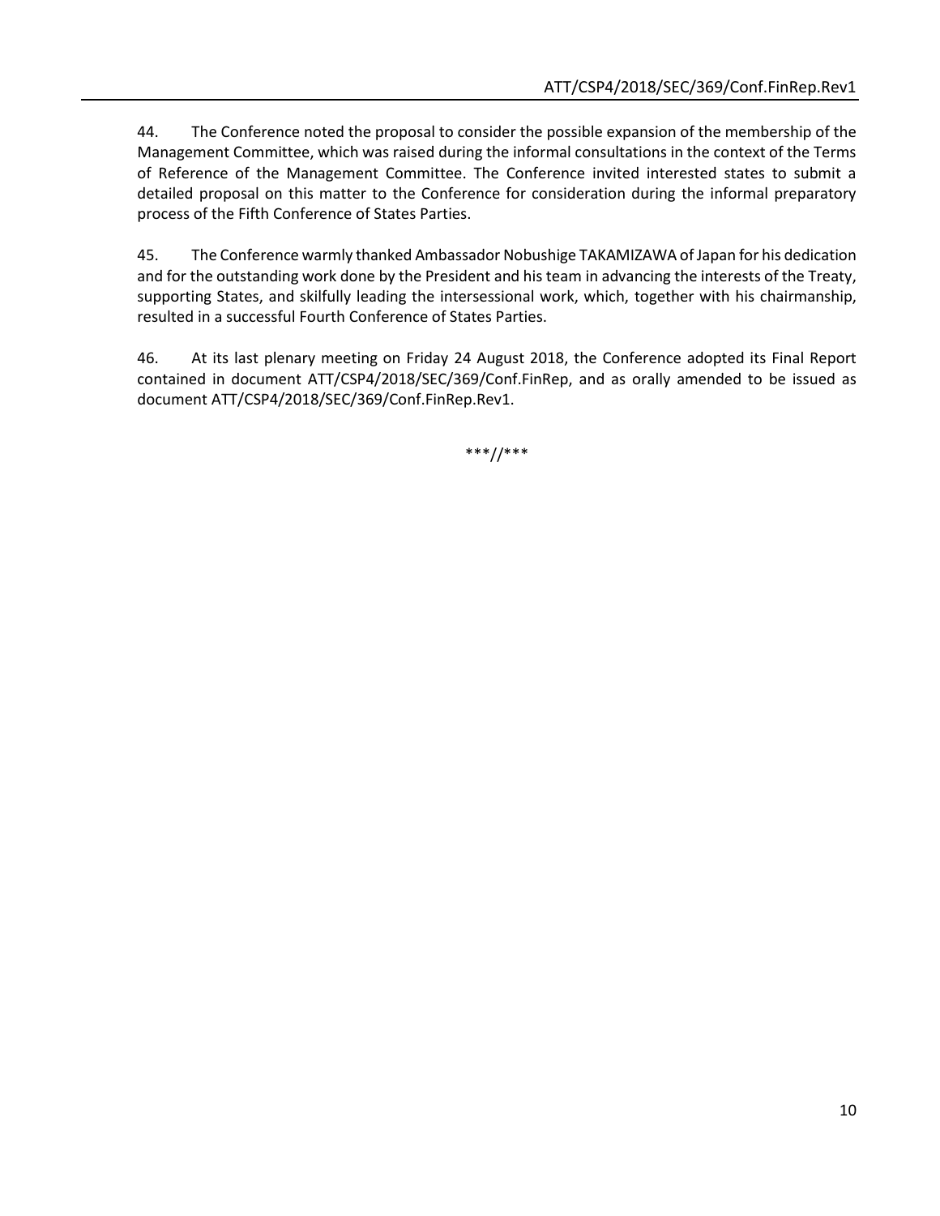44. The Conference noted the proposal to consider the possible expansion of the membership of the Management Committee, which was raised during the informal consultations in the context of the Terms of Reference of the Management Committee. The Conference invited interested states to submit a detailed proposal on this matter to the Conference for consideration during the informal preparatory process of the Fifth Conference of States Parties.

45. The Conference warmly thanked Ambassador Nobushige TAKAMIZAWA of Japan for his dedication and for the outstanding work done by the President and his team in advancing the interests of the Treaty, supporting States, and skilfully leading the intersessional work, which, together with his chairmanship, resulted in a successful Fourth Conference of States Parties.

46. At its last plenary meeting on Friday 24 August 2018, the Conference adopted its Final Report contained in document ATT/CSP4/2018/SEC/369/Conf.FinRep, and as orally amended to be issued as document ATT/CSP4/2018/SEC/369/Conf.FinRep.Rev1.

***//***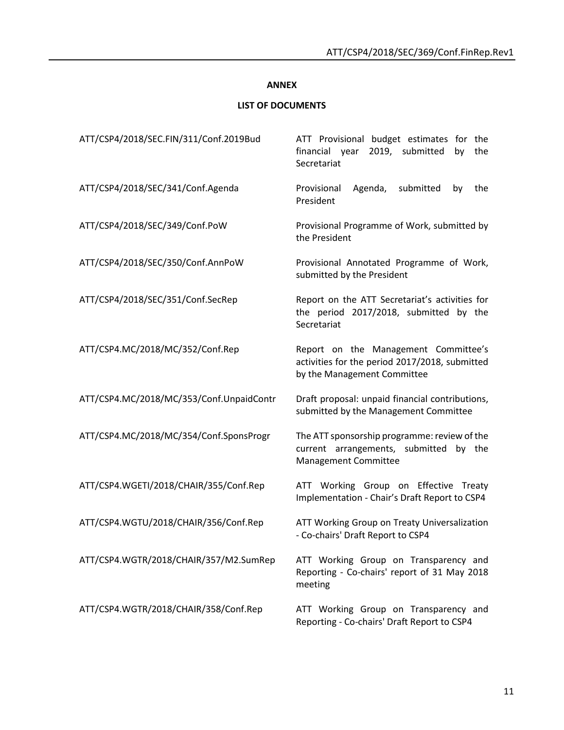**ANNEX**

**LIST OF DOCUMENTS**

| | |
|---|---|
| ATT/CSP4/2018/SEC.FIN/311/Conf.2019Bud | ATT Provisional budget estimates for the financial year 2019, submitted by the Secretariat |
| ATT/CSP4/2018/SEC/341/Conf.Agenda | Provisional Agenda, submitted by the President |
| ATT/CSP4/2018/SEC/349/Conf.PoW | Provisional Programme of Work, submitted by the President |
| ATT/CSP4/2018/SEC/350/Conf.AnnPoW | Provisional Annotated Programme of Work, submitted by the President |
| ATT/CSP4/2018/SEC/351/Conf.SecRep | Report on the ATT Secretariat's activities for the period 2017/2018, submitted by the Secretariat |
| ATT/CSP4.MC/2018/MC/352/Conf.Rep | Report on the Management Committee's activities for the period 2017/2018, submitted by the Management Committee |
| ATT/CSP4.MC/2018/MC/353/Conf.UnpaidContr | Draft proposal: unpaid financial contributions, submitted by the Management Committee |
| ATT/CSP4.MC/2018/MC/354/Conf.SponsProgr | The ATT sponsorship programme: review of the current arrangements, submitted by the Management Committee |
| ATT/CSP4.WGETI/2018/CHAIR/355/Conf.Rep | ATT Working Group on Effective Treaty Implementation - Chair's Draft Report to CSP4 |
| ATT/CSP4.WGTU/2018/CHAIR/356/Conf.Rep | ATT Working Group on Treaty Universalization - Co-chairs' Draft Report to CSP4 |
| ATT/CSP4.WGTR/2018/CHAIR/357/M2.SumRep | ATT Working Group on Transparency and Reporting - Co-chairs' report of 31 May 2018 meeting |
| ATT/CSP4.WGTR/2018/CHAIR/358/Conf.Rep | ATT Working Group on Transparency and Reporting - Co-chairs' Draft Report to CSP4 |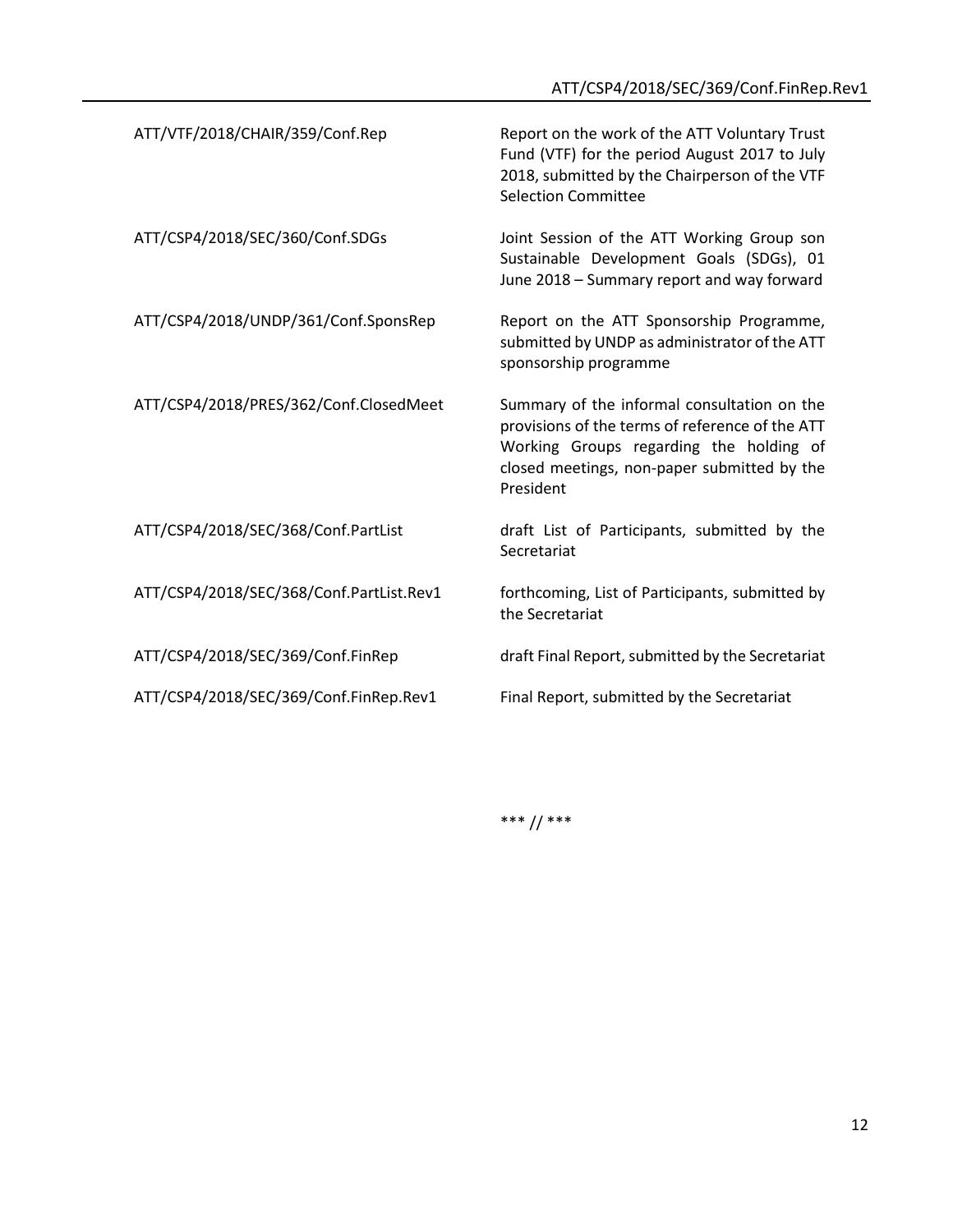| | |
|---|---|
| ATT/VTF/2018/CHAIR/359/Conf.Rep | Report on the work of the ATT Voluntary Trust Fund (VTF) for the period August 2017 to July 2018, submitted by the Chairperson of the VTF Selection Committee |
| ATT/CSP4/2018/SEC/360/Conf.SDGs | Joint Session of the ATT Working Group son Sustainable Development Goals (SDGs), 01 June 2018 – Summary report and way forward |
| ATT/CSP4/2018/UNDP/361/Conf.SponsRep | Report on the ATT Sponsorship Programme, submitted by UNDP as administrator of the ATT sponsorship programme |
| ATT/CSP4/2018/PRES/362/Conf.ClosedMeet | Summary of the informal consultation on the provisions of the terms of reference of the ATT Working Groups regarding the holding of closed meetings, non-paper submitted by the President |
| ATT/CSP4/2018/SEC/368/Conf.PartList | draft List of Participants, submitted by the Secretariat |
| ATT/CSP4/2018/SEC/368/Conf.PartList.Rev1 | forthcoming, List of Participants, submitted by the Secretariat |
| ATT/CSP4/2018/SEC/369/Conf.FinRep | draft Final Report, submitted by the Secretariat |
| ATT/CSP4/2018/SEC/369/Conf.FinRep.Rev1 | Final Report, submitted by the Secretariat |

*** // ***